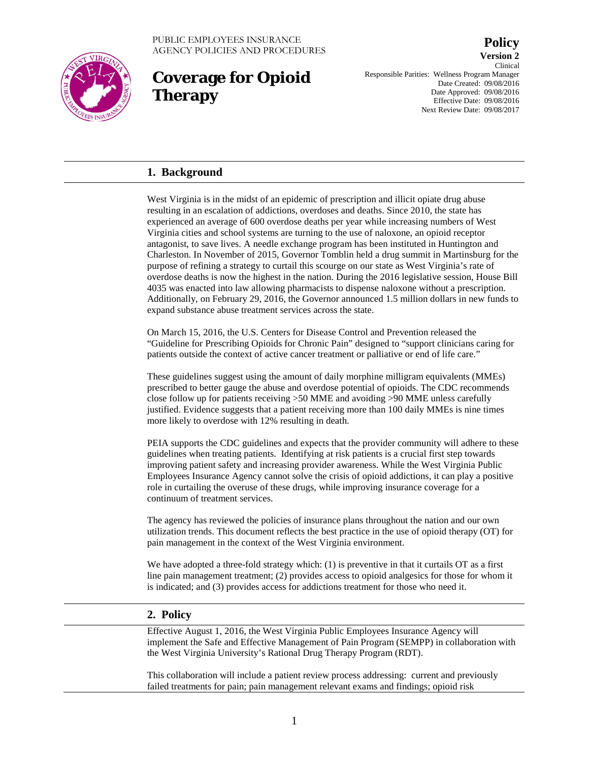PUBLIC EMPLOYEES INSURANCE AGENCY POLICIES AND PROCEDURES

# Coverage for Opioid Therapy

**Policy**
**Version 2**
Clinical
Responsible Parities: Wellness Program Manager
Date Created: 09/08/2016
Date Approved: 09/08/2016
Effective Date: 09/08/2016
Next Review Date: 09/08/2017

## 1. Background

West Virginia is in the midst of an epidemic of prescription and illicit opiate drug abuse resulting in an escalation of addictions, overdoses and deaths. Since 2010, the state has experienced an average of 600 overdose deaths per year while increasing numbers of West Virginia cities and school systems are turning to the use of naloxone, an opioid receptor antagonist, to save lives. A needle exchange program has been instituted in Huntington and Charleston. In November of 2015, Governor Tomblin held a drug summit in Martinsburg for the purpose of refining a strategy to curtail this scourge on our state as West Virginia's rate of overdose deaths is now the highest in the nation. During the 2016 legislative session, House Bill 4035 was enacted into law allowing pharmacists to dispense naloxone without a prescription. Additionally, on February 29, 2016, the Governor announced 1.5 million dollars in new funds to expand substance abuse treatment services across the state.

On March 15, 2016, the U.S. Centers for Disease Control and Prevention released the "Guideline for Prescribing Opioids for Chronic Pain" designed to "support clinicians caring for patients outside the context of active cancer treatment or palliative or end of life care."

These guidelines suggest using the amount of daily morphine milligram equivalents (MMEs) prescribed to better gauge the abuse and overdose potential of opioids. The CDC recommends close follow up for patients receiving >50 MME and avoiding >90 MME unless carefully justified. Evidence suggests that a patient receiving more than 100 daily MMEs is nine times more likely to overdose with 12% resulting in death.

PEIA supports the CDC guidelines and expects that the provider community will adhere to these guidelines when treating patients. Identifying at risk patients is a crucial first step towards improving patient safety and increasing provider awareness. While the West Virginia Public Employees Insurance Agency cannot solve the crisis of opioid addictions, it can play a positive role in curtailing the overuse of these drugs, while improving insurance coverage for a continuum of treatment services.

The agency has reviewed the policies of insurance plans throughout the nation and our own utilization trends. This document reflects the best practice in the use of opioid therapy (OT) for pain management in the context of the West Virginia environment.

We have adopted a three-fold strategy which: (1) is preventive in that it curtails OT as a first line pain management treatment; (2) provides access to opioid analgesics for those for whom it is indicated; and (3) provides access for addictions treatment for those who need it.

## 2. Policy

Effective August 1, 2016, the West Virginia Public Employees Insurance Agency will implement the Safe and Effective Management of Pain Program (SEMPP) in collaboration with the West Virginia University's Rational Drug Therapy Program (RDT).

This collaboration will include a patient review process addressing: current and previously failed treatments for pain; pain management relevant exams and findings; opioid risk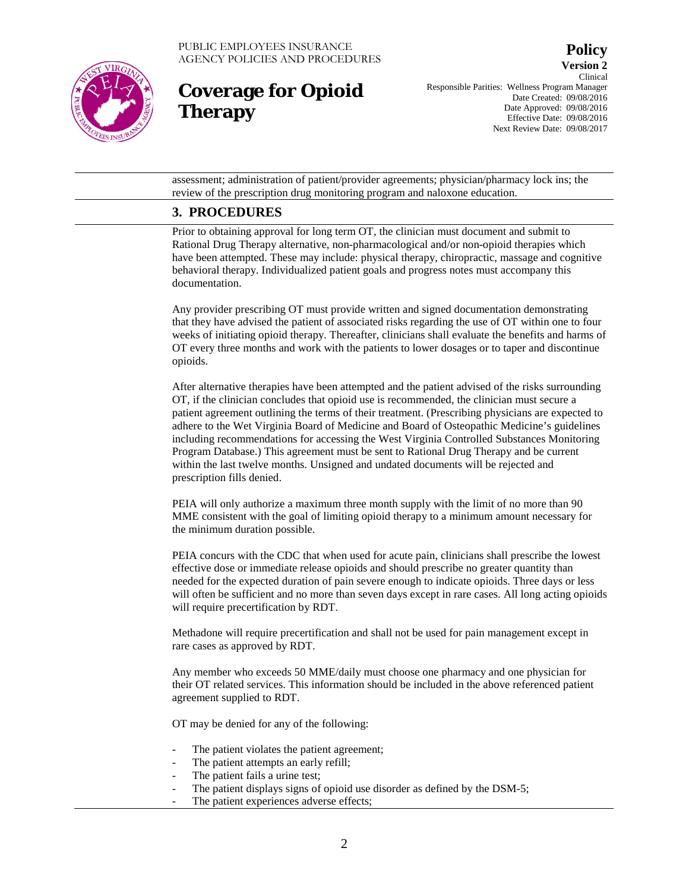assessment; administration of patient/provider agreements; physician/pharmacy lock ins; the review of the prescription drug monitoring program and naloxone education.

## 3. PROCEDURES

Prior to obtaining approval for long term OT, the clinician must document and submit to Rational Drug Therapy alternative, non-pharmacological and/or non-opioid therapies which have been attempted. These may include: physical therapy, chiropractic, massage and cognitive behavioral therapy. Individualized patient goals and progress notes must accompany this documentation.

Any provider prescribing OT must provide written and signed documentation demonstrating that they have advised the patient of associated risks regarding the use of OT within one to four weeks of initiating opioid therapy. Thereafter, clinicians shall evaluate the benefits and harms of OT every three months and work with the patients to lower dosages or to taper and discontinue opioids.

After alternative therapies have been attempted and the patient advised of the risks surrounding OT, if the clinician concludes that opioid use is recommended, the clinician must secure a patient agreement outlining the terms of their treatment. (Prescribing physicians are expected to adhere to the Wet Virginia Board of Medicine and Board of Osteopathic Medicine's guidelines including recommendations for accessing the West Virginia Controlled Substances Monitoring Program Database.) This agreement must be sent to Rational Drug Therapy and be current within the last twelve months. Unsigned and undated documents will be rejected and prescription fills denied.

PEIA will only authorize a maximum three month supply with the limit of no more than 90 MME consistent with the goal of limiting opioid therapy to a minimum amount necessary for the minimum duration possible.

PEIA concurs with the CDC that when used for acute pain, clinicians shall prescribe the lowest effective dose or immediate release opioids and should prescribe no greater quantity than needed for the expected duration of pain severe enough to indicate opioids. Three days or less will often be sufficient and no more than seven days except in rare cases. All long acting opioids will require precertification by RDT.

Methadone will require precertification and shall not be used for pain management except in rare cases as approved by RDT.

Any member who exceeds 50 MME/daily must choose one pharmacy and one physician for their OT related services. This information should be included in the above referenced patient agreement supplied to RDT.

OT may be denied for any of the following:

- The patient violates the patient agreement;
- The patient attempts an early refill;
- The patient fails a urine test;
- The patient displays signs of opioid use disorder as defined by the DSM-5;
- The patient experiences adverse effects;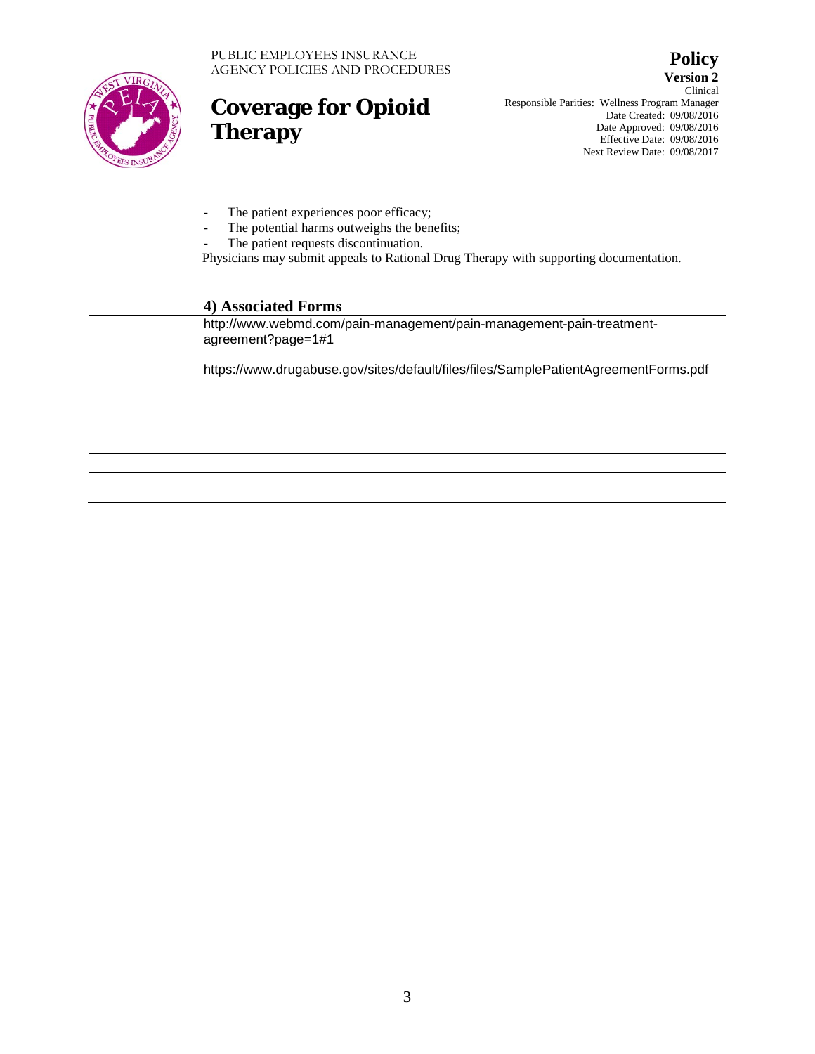- The patient experiences poor efficacy;
- The potential harms outweighs the benefits;
- The patient requests discontinuation.

Physicians may submit appeals to Rational Drug Therapy with supporting documentation.

## 4) Associated Forms

http://www.webmd.com/pain-management/pain-management-pain-treatment-agreement?page=1#1

https://www.drugabuse.gov/sites/default/files/files/SamplePatientAgreementForms.pdf